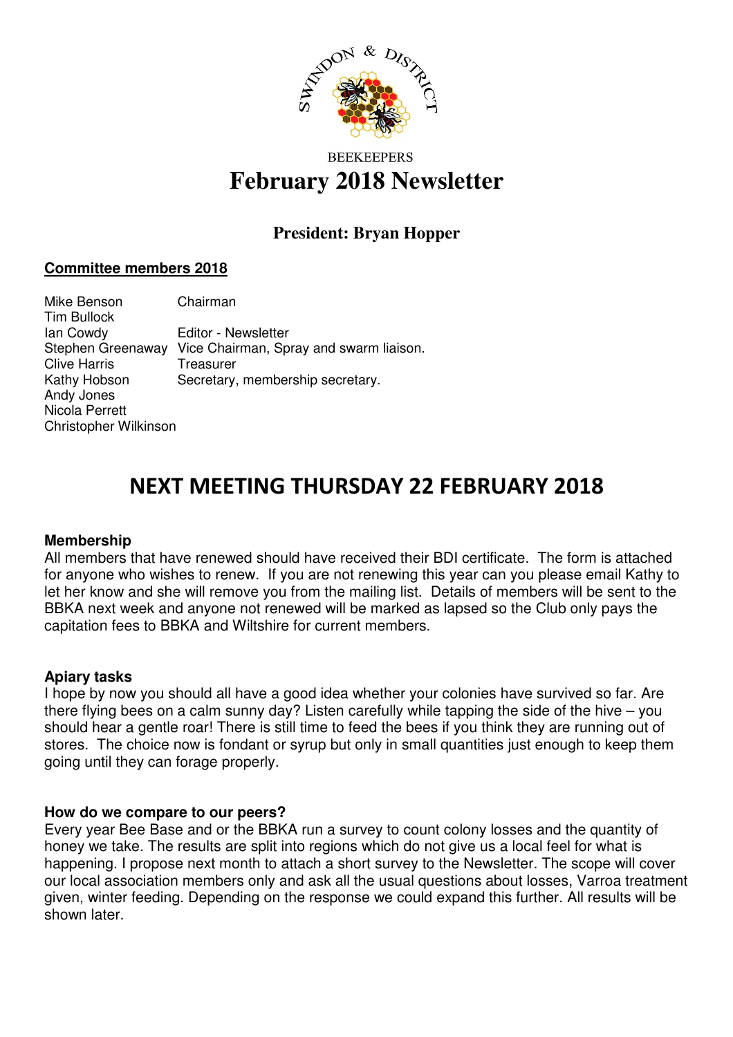SWINDON & DISTRICT

BEEKEEPERS

# February 2018 Newsletter

## President: Bryan Hopper

**Committee members 2018**

| | |
|---|---|
| Mike Benson | Chairman |
| Tim Bullock | |
| Ian Cowdy | Editor - Newsletter |
| Stephen Greenaway | Vice Chairman, Spray and swarm liaison. |
| Clive Harris | Treasurer |
| Kathy Hobson | Secretary, membership secretary. |
| Andy Jones | |
| Nicola Perrett | |
| Christopher Wilkinson | |

# NEXT MEETING THURSDAY 22 FEBRUARY 2018

**Membership**

All members that have renewed should have received their BDI certificate. The form is attached for anyone who wishes to renew. If you are not renewing this year can you please email Kathy to let her know and she will remove you from the mailing list. Details of members will be sent to the BBKA next week and anyone not renewed will be marked as lapsed so the Club only pays the capitation fees to BBKA and Wiltshire for current members.

**Apiary tasks**

I hope by now you should all have a good idea whether your colonies have survived so far. Are there flying bees on a calm sunny day? Listen carefully while tapping the side of the hive – you should hear a gentle roar! There is still time to feed the bees if you think they are running out of stores. The choice now is fondant or syrup but only in small quantities just enough to keep them going until they can forage properly.

**How do we compare to our peers?**

Every year Bee Base and or the BBKA run a survey to count colony losses and the quantity of honey we take. The results are split into regions which do not give us a local feel for what is happening. I propose next month to attach a short survey to the Newsletter. The scope will cover our local association members only and ask all the usual questions about losses, Varroa treatment given, winter feeding. Depending on the response we could expand this further. All results will be shown later.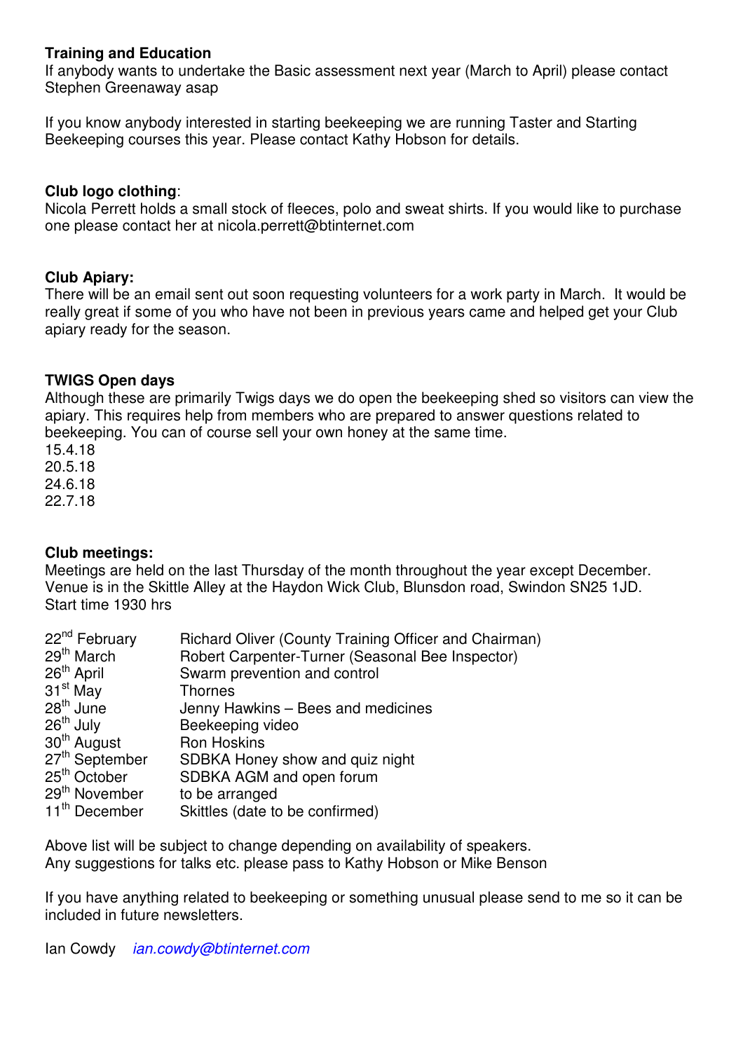**Training and Education**
If anybody wants to undertake the Basic assessment next year (March to April) please contact Stephen Greenaway asap

If you know anybody interested in starting beekeeping we are running Taster and Starting Beekeeping courses this year. Please contact Kathy Hobson for details.

**Club logo clothing**:
Nicola Perrett holds a small stock of fleeces, polo and sweat shirts. If you would like to purchase one please contact her at nicola.perrett@btinternet.com

**Club Apiary:**
There will be an email sent out soon requesting volunteers for a work party in March. It would be really great if some of you who have not been in previous years came and helped get your Club apiary ready for the season.

**TWIGS Open days**
Although these are primarily Twigs days we do open the beekeeping shed so visitors can view the apiary. This requires help from members who are prepared to answer questions related to beekeeping. You can of course sell your own honey at the same time.
15.4.18
20.5.18
24.6.18
22.7.18

**Club meetings:**
Meetings are held on the last Thursday of the month throughout the year except December. Venue is in the Skittle Alley at the Haydon Wick Club, Blunsdon road, Swindon SN25 1JD. Start time 1930 hrs

| | |
|---|---|
| 22nd February | Richard Oliver (County Training Officer and Chairman) |
| 29th March | Robert Carpenter-Turner (Seasonal Bee Inspector) |
| 26th April | Swarm prevention and control |
| 31st May | Thornes |
| 28th June | Jenny Hawkins – Bees and medicines |
| 26th July | Beekeeping video |
| 30th August | Ron Hoskins |
| 27th September | SDBKA Honey show and quiz night |
| 25th October | SDBKA AGM and open forum |
| 29th November | to be arranged |
| 11th December | Skittles (date to be confirmed) |

Above list will be subject to change depending on availability of speakers.
Any suggestions for talks etc. please pass to Kathy Hobson or Mike Benson

If you have anything related to beekeeping or something unusual please send to me so it can be included in future newsletters.

Ian Cowdy *ian.cowdy@btinternet.com*